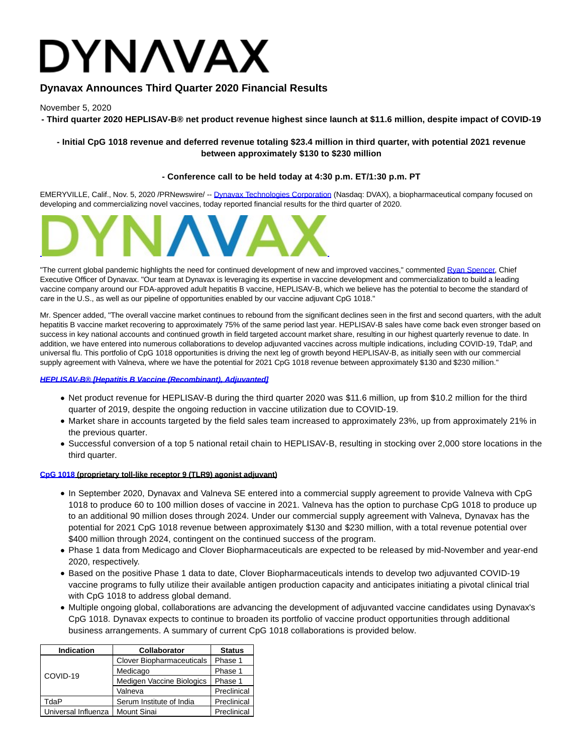# Dynavax Announces Third Quarter 2020 Financial Results

November 5, 2020

**- Third quarter 2020 HEPLISAV-B® net product revenue highest since launch at $11.6 million, despite impact of COVID-19**

**- Initial CpG 1018 revenue and deferred revenue totaling $23.4 million in third quarter, with potential 2021 revenue between approximately $130 to $230 million**

**- Conference call to be held today at 4:30 p.m. ET/1:30 p.m. PT**

EMERYVILLE, Calif., Nov. 5, 2020 /PRNewswire/ -- Dynavax Technologies Corporation (Nasdaq: DVAX), a biopharmaceutical company focused on developing and commercializing novel vaccines, today reported financial results for the third quarter of 2020.

"The current global pandemic highlights the need for continued development of new and improved vaccines," commented Ryan Spencer, Chief Executive Officer of Dynavax. "Our team at Dynavax is leveraging its expertise in vaccine development and commercialization to build a leading vaccine company around our FDA-approved adult hepatitis B vaccine, HEPLISAV-B, which we believe has the potential to become the standard of care in the U.S., as well as our pipeline of opportunities enabled by our vaccine adjuvant CpG 1018."

Mr. Spencer added, "The overall vaccine market continues to rebound from the significant declines seen in the first and second quarters, with the adult hepatitis B vaccine market recovering to approximately 75% of the same period last year. HEPLISAV-B sales have come back even stronger based on success in key national accounts and continued growth in field targeted account market share, resulting in our highest quarterly revenue to date. In addition, we have entered into numerous collaborations to develop adjuvanted vaccines across multiple indications, including COVID-19, TdaP, and universal flu. This portfolio of CpG 1018 opportunities is driving the next leg of growth beyond HEPLISAV-B, as initially seen with our commercial supply agreement with Valneva, where we have the potential for 2021 CpG 1018 revenue between approximately $130 and $230 million."

***HEPLISAV-B® [Hepatitis B Vaccine (Recombinant), Adjuvanted]***

- Net product revenue for HEPLISAV-B during the third quarter 2020 was $11.6 million, up from $10.2 million for the third quarter of 2019, despite the ongoing reduction in vaccine utilization due to COVID-19.
- Market share in accounts targeted by the field sales team increased to approximately 23%, up from approximately 21% in the previous quarter.
- Successful conversion of a top 5 national retail chain to HEPLISAV-B, resulting in stocking over 2,000 store locations in the third quarter.

**CpG 1018 (proprietary toll-like receptor 9 (TLR9) agonist adjuvant)**

- In September 2020, Dynavax and Valneva SE entered into a commercial supply agreement to provide Valneva with CpG 1018 to produce 60 to 100 million doses of vaccine in 2021. Valneva has the option to purchase CpG 1018 to produce up to an additional 90 million doses through 2024. Under our commercial supply agreement with Valneva, Dynavax has the potential for 2021 CpG 1018 revenue between approximately $130 and $230 million, with a total revenue potential over $400 million through 2024, contingent on the continued success of the program.
- Phase 1 data from Medicago and Clover Biopharmaceuticals are expected to be released by mid-November and year-end 2020, respectively.
- Based on the positive Phase 1 data to date, Clover Biopharmaceuticals intends to develop two adjuvanted COVID-19 vaccine programs to fully utilize their available antigen production capacity and anticipates initiating a pivotal clinical trial with CpG 1018 to address global demand.
- Multiple ongoing global, collaborations are advancing the development of adjuvanted vaccine candidates using Dynavax's CpG 1018. Dynavax expects to continue to broaden its portfolio of vaccine product opportunities through additional business arrangements. A summary of current CpG 1018 collaborations is provided below.

| Indication | Collaborator | Status |
|---|---|---|
| COVID-19 | Clover Biopharmaceuticals | Phase 1 |
| | Medicago | Phase 1 |
| | Medigen Vaccine Biologics | Phase 1 |
| | Valneva | Preclinical |
| TdaP | Serum Institute of India | Preclinical |
| Universal Influenza | Mount Sinai | Preclinical |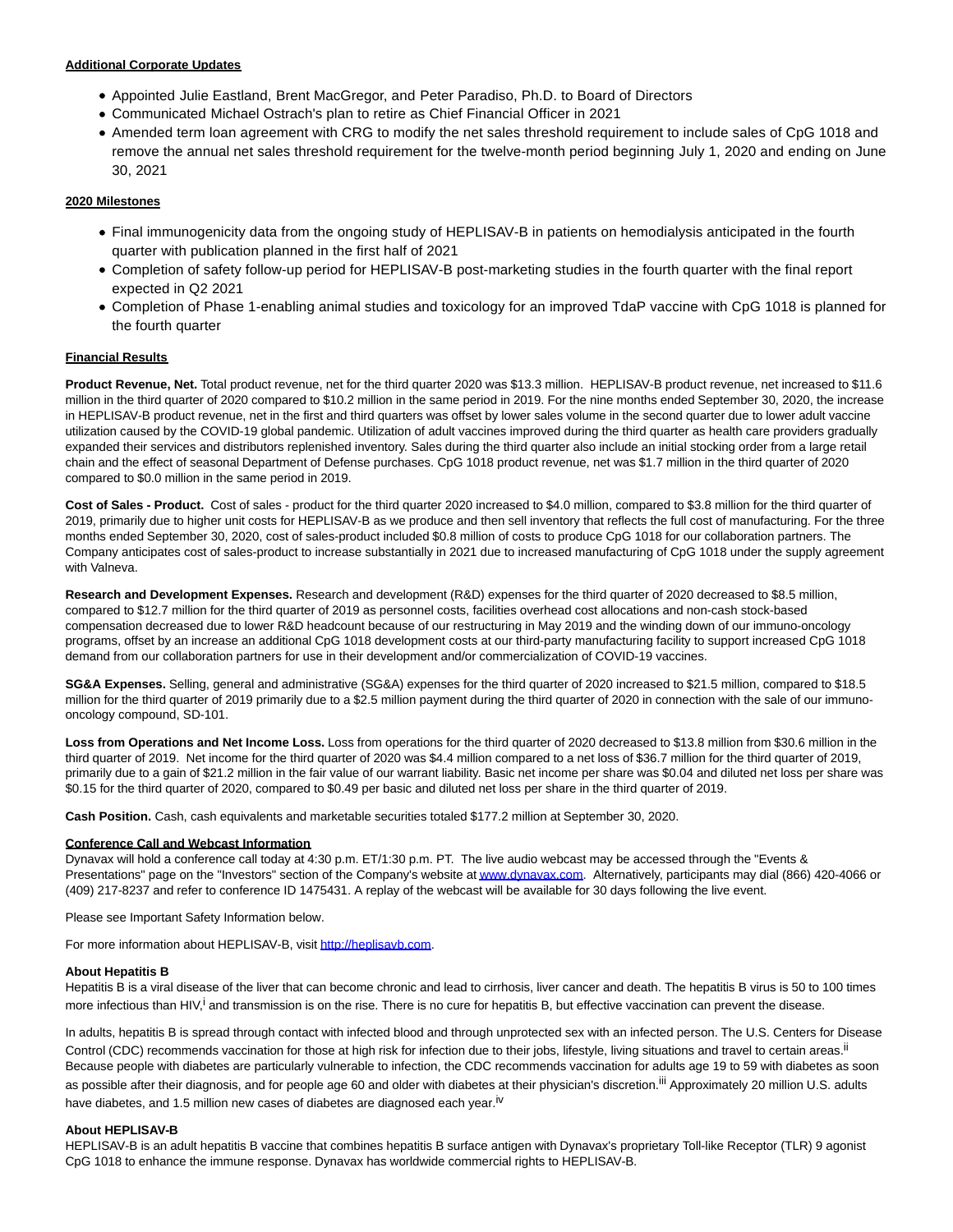**Additional Corporate Updates**

- Appointed Julie Eastland, Brent MacGregor, and Peter Paradiso, Ph.D. to Board of Directors
- Communicated Michael Ostrach's plan to retire as Chief Financial Officer in 2021
- Amended term loan agreement with CRG to modify the net sales threshold requirement to include sales of CpG 1018 and remove the annual net sales threshold requirement for the twelve-month period beginning July 1, 2020 and ending on June 30, 2021

**2020 Milestones**

- Final immunogenicity data from the ongoing study of HEPLISAV-B in patients on hemodialysis anticipated in the fourth quarter with publication planned in the first half of 2021
- Completion of safety follow-up period for HEPLISAV-B post-marketing studies in the fourth quarter with the final report expected in Q2 2021
- Completion of Phase 1-enabling animal studies and toxicology for an improved TdaP vaccine with CpG 1018 is planned for the fourth quarter

**Financial Results**

**Product Revenue, Net.** Total product revenue, net for the third quarter 2020 was $13.3 million. HEPLISAV-B product revenue, net increased to $11.6 million in the third quarter of 2020 compared to $10.2 million in the same period in 2019. For the nine months ended September 30, 2020, the increase in HEPLISAV-B product revenue, net in the first and third quarters was offset by lower sales volume in the second quarter due to lower adult vaccine utilization caused by the COVID-19 global pandemic. Utilization of adult vaccines improved during the third quarter as health care providers gradually expanded their services and distributors replenished inventory. Sales during the third quarter also include an initial stocking order from a large retail chain and the effect of seasonal Department of Defense purchases. CpG 1018 product revenue, net was $1.7 million in the third quarter of 2020 compared to $0.0 million in the same period in 2019.

**Cost of Sales - Product.** Cost of sales - product for the third quarter 2020 increased to $4.0 million, compared to $3.8 million for the third quarter of 2019, primarily due to higher unit costs for HEPLISAV-B as we produce and then sell inventory that reflects the full cost of manufacturing. For the three months ended September 30, 2020, cost of sales-product included $0.8 million of costs to produce CpG 1018 for our collaboration partners. The Company anticipates cost of sales-product to increase substantially in 2021 due to increased manufacturing of CpG 1018 under the supply agreement with Valneva.

**Research and Development Expenses.** Research and development (R&D) expenses for the third quarter of 2020 decreased to $8.5 million, compared to $12.7 million for the third quarter of 2019 as personnel costs, facilities overhead cost allocations and non-cash stock-based compensation decreased due to lower R&D headcount because of our restructuring in May 2019 and the winding down of our immuno-oncology programs, offset by an increase an additional CpG 1018 development costs at our third-party manufacturing facility to support increased CpG 1018 demand from our collaboration partners for use in their development and/or commercialization of COVID-19 vaccines.

**SG&A Expenses.** Selling, general and administrative (SG&A) expenses for the third quarter of 2020 increased to $21.5 million, compared to $18.5 million for the third quarter of 2019 primarily due to a $2.5 million payment during the third quarter of 2020 in connection with the sale of our immuno-oncology compound, SD-101.

**Loss from Operations and Net Income Loss.** Loss from operations for the third quarter of 2020 decreased to $13.8 million from $30.6 million in the third quarter of 2019. Net income for the third quarter of 2020 was $4.4 million compared to a net loss of $36.7 million for the third quarter of 2019, primarily due to a gain of $21.2 million in the fair value of our warrant liability. Basic net income per share was $0.04 and diluted net loss per share was $0.15 for the third quarter of 2020, compared to $0.49 per basic and diluted net loss per share in the third quarter of 2019.

**Cash Position.** Cash, cash equivalents and marketable securities totaled $177.2 million at September 30, 2020.

**Conference Call and Webcast Information**

Dynavax will hold a conference call today at 4:30 p.m. ET/1:30 p.m. PT. The live audio webcast may be accessed through the "Events & Presentations" page on the "Investors" section of the Company's website at www.dynavax.com. Alternatively, participants may dial (866) 420-4066 or (409) 217-8237 and refer to conference ID 1475431. A replay of the webcast will be available for 30 days following the live event.

Please see Important Safety Information below.

For more information about HEPLISAV-B, visit http://heplisavb.com.

**About Hepatitis B**

Hepatitis B is a viral disease of the liver that can become chronic and lead to cirrhosis, liver cancer and death. The hepatitis B virus is 50 to 100 times more infectious than HIV,[i] and transmission is on the rise. There is no cure for hepatitis B, but effective vaccination can prevent the disease.

In adults, hepatitis B is spread through contact with infected blood and through unprotected sex with an infected person. The U.S. Centers for Disease Control (CDC) recommends vaccination for those at high risk for infection due to their jobs, lifestyle, living situations and travel to certain areas.[ii] Because people with diabetes are particularly vulnerable to infection, the CDC recommends vaccination for adults age 19 to 59 with diabetes as soon as possible after their diagnosis, and for people age 60 and older with diabetes at their physician's discretion.[iii] Approximately 20 million U.S. adults have diabetes, and 1.5 million new cases of diabetes are diagnosed each year.[iv]

**About HEPLISAV-B**

HEPLISAV-B is an adult hepatitis B vaccine that combines hepatitis B surface antigen with Dynavax's proprietary Toll-like Receptor (TLR) 9 agonist CpG 1018 to enhance the immune response. Dynavax has worldwide commercial rights to HEPLISAV-B.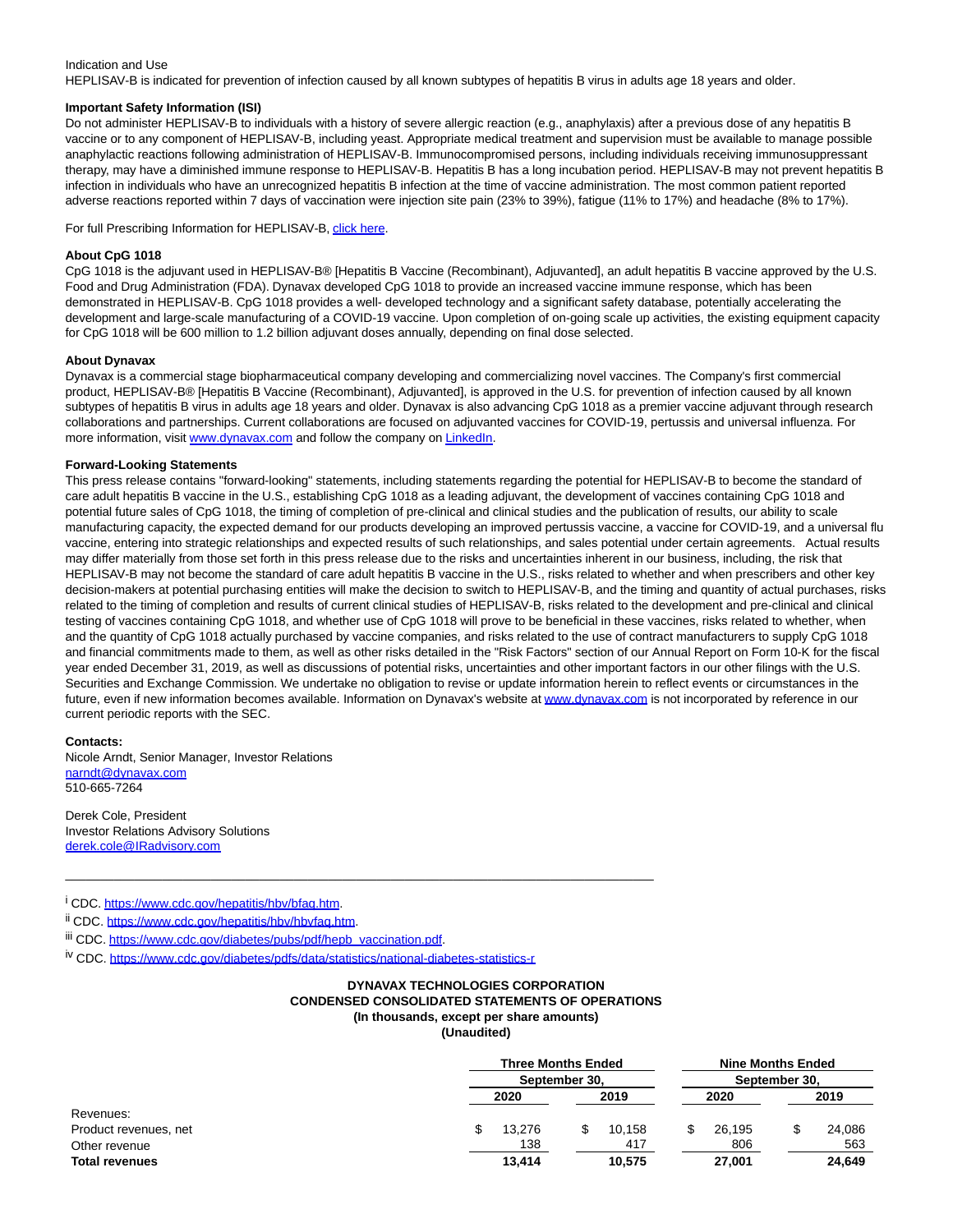Indication and Use
HEPLISAV-B is indicated for prevention of infection caused by all known subtypes of hepatitis B virus in adults age 18 years and older.

**Important Safety Information (ISI)**
Do not administer HEPLISAV-B to individuals with a history of severe allergic reaction (e.g., anaphylaxis) after a previous dose of any hepatitis B vaccine or to any component of HEPLISAV-B, including yeast. Appropriate medical treatment and supervision must be available to manage possible anaphylactic reactions following administration of HEPLISAV-B. Immunocompromised persons, including individuals receiving immunosuppressant therapy, may have a diminished immune response to HEPLISAV-B. Hepatitis B has a long incubation period. HEPLISAV-B may not prevent hepatitis B infection in individuals who have an unrecognized hepatitis B infection at the time of vaccine administration. The most common patient reported adverse reactions reported within 7 days of vaccination were injection site pain (23% to 39%), fatigue (11% to 17%) and headache (8% to 17%).

For full Prescribing Information for HEPLISAV-B, click here.

**About CpG 1018**
CpG 1018 is the adjuvant used in HEPLISAV-B® [Hepatitis B Vaccine (Recombinant), Adjuvanted], an adult hepatitis B vaccine approved by the U.S. Food and Drug Administration (FDA). Dynavax developed CpG 1018 to provide an increased vaccine immune response, which has been demonstrated in HEPLISAV-B. CpG 1018 provides a well- developed technology and a significant safety database, potentially accelerating the development and large-scale manufacturing of a COVID-19 vaccine. Upon completion of on-going scale up activities, the existing equipment capacity for CpG 1018 will be 600 million to 1.2 billion adjuvant doses annually, depending on final dose selected.

**About Dynavax**
Dynavax is a commercial stage biopharmaceutical company developing and commercializing novel vaccines. The Company's first commercial product, HEPLISAV-B® [Hepatitis B Vaccine (Recombinant), Adjuvanted], is approved in the U.S. for prevention of infection caused by all known subtypes of hepatitis B virus in adults age 18 years and older. Dynavax is also advancing CpG 1018 as a premier vaccine adjuvant through research collaborations and partnerships. Current collaborations are focused on adjuvanted vaccines for COVID-19, pertussis and universal influenza. For more information, visit www.dynavax.com and follow the company on LinkedIn.

**Forward-Looking Statements**
This press release contains "forward-looking" statements, including statements regarding the potential for HEPLISAV-B to become the standard of care adult hepatitis B vaccine in the U.S., establishing CpG 1018 as a leading adjuvant, the development of vaccines containing CpG 1018 and potential future sales of CpG 1018, the timing of completion of pre-clinical and clinical studies and the publication of results, our ability to scale manufacturing capacity, the expected demand for our products developing an improved pertussis vaccine, a vaccine for COVID-19, and a universal flu vaccine, entering into strategic relationships and expected results of such relationships, and sales potential under certain agreements. Actual results may differ materially from those set forth in this press release due to the risks and uncertainties inherent in our business, including, the risk that HEPLISAV-B may not become the standard of care adult hepatitis B vaccine in the U.S., risks related to whether and when prescribers and other key decision-makers at potential purchasing entities will make the decision to switch to HEPLISAV-B, and the timing and quantity of actual purchases, risks related to the timing of completion and results of current clinical studies of HEPLISAV-B, risks related to the development and pre-clinical and clinical testing of vaccines containing CpG 1018, and whether use of CpG 1018 will prove to be beneficial in these vaccines, risks related to whether, when and the quantity of CpG 1018 actually purchased by vaccine companies, and risks related to the use of contract manufacturers to supply CpG 1018 and financial commitments made to them, as well as other risks detailed in the "Risk Factors" section of our Annual Report on Form 10-K for the fiscal year ended December 31, 2019, as well as discussions of potential risks, uncertainties and other important factors in our other filings with the U.S. Securities and Exchange Commission. We undertake no obligation to revise or update information herein to reflect events or circumstances in the future, even if new information becomes available. Information on Dynavax's website at www.dynavax.com is not incorporated by reference in our current periodic reports with the SEC.

**Contacts:**
Nicole Arndt, Senior Manager, Investor Relations
narndt@dynavax.com
510-665-7264

Derek Cole, President
Investor Relations Advisory Solutions
derek.cole@IRadvisory.com

---

[i] CDC. https://www.cdc.gov/hepatitis/hbv/bfaq.htm.

[ii] CDC. https://www.cdc.gov/hepatitis/hbv/hbvfaq.htm.

[iii] CDC. https://www.cdc.gov/diabetes/pubs/pdf/hepb_vaccination.pdf.

[iv] CDC. https://www.cdc.gov/diabetes/pdfs/data/statistics/national-diabetes-statistics-r

**DYNAVAX TECHNOLOGIES CORPORATION**
**CONDENSED CONSOLIDATED STATEMENTS OF OPERATIONS**
**(In thousands, except per share amounts)**
**(Unaudited)**

| | Three Months Ended September 30, | | Nine Months Ended September 30, | |
|---|---|---|---|---|
| | 2020 | 2019 | 2020 | 2019 |
| Revenues: | | | | |
| Product revenues, net | $ 13,276 | $ 10,158 | $ 26,195 | $ 24,086 |
| Other revenue | 138 | 417 | 806 | 563 |
| **Total revenues** | **13,414** | **10,575** | **27,001** | **24,649** |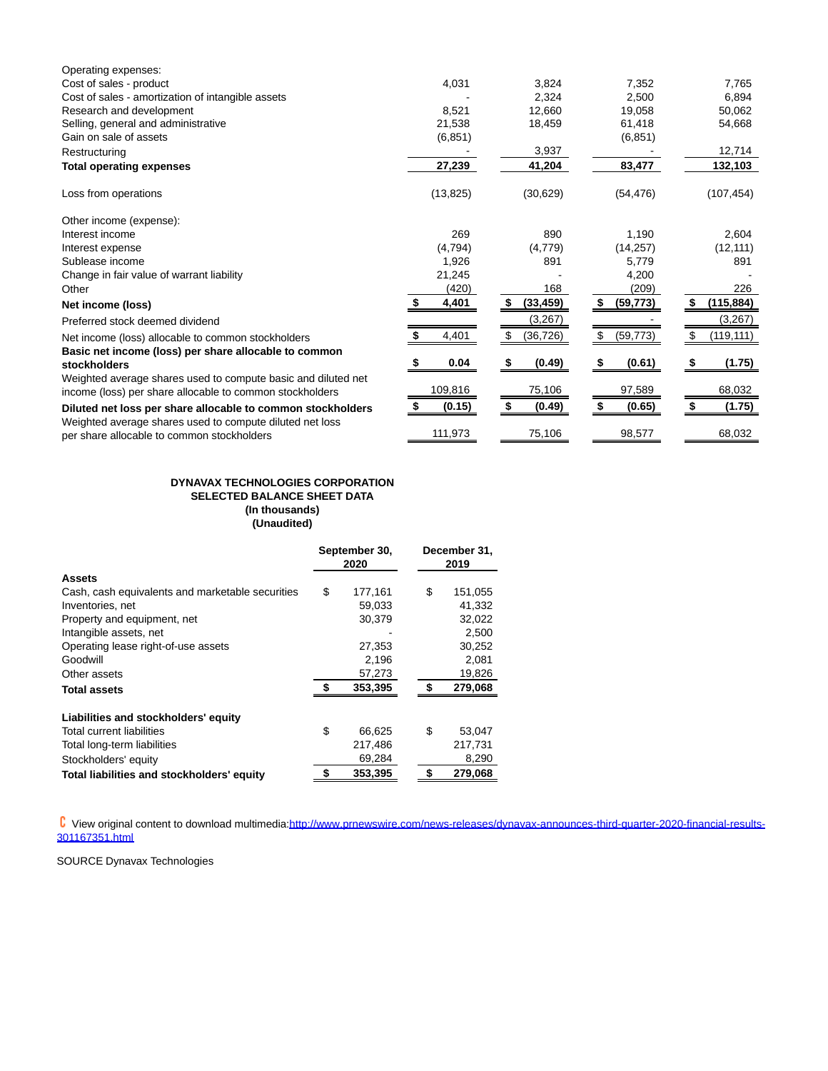| | | | | |
|---|---|---|---|---|
| Operating expenses: | | | | |
| Cost of sales - product | 4,031 | 3,824 | 7,352 | 7,765 |
| Cost of sales - amortization of intangible assets | - | 2,324 | 2,500 | 6,894 |
| Research and development | 8,521 | 12,660 | 19,058 | 50,062 |
| Selling, general and administrative | 21,538 | 18,459 | 61,418 | 54,668 |
| Gain on sale of assets | (6,851) | | (6,851) | |
| Restructuring | - | 3,937 | - | 12,714 |
| **Total operating expenses** | **27,239** | **41,204** | **83,477** | **132,103** |
| Loss from operations | (13,825) | (30,629) | (54,476) | (107,454) |
| Other income (expense): | | | | |
| Interest income | 269 | 890 | 1,190 | 2,604 |
| Interest expense | (4,794) | (4,779) | (14,257) | (12,111) |
| Sublease income | 1,926 | 891 | 5,779 | 891 |
| Change in fair value of warrant liability | 21,245 | - | 4,200 | - |
| Other | (420) | 168 | (209) | 226 |
| **Net income (loss)** | **$ 4,401** | **$ (33,459)** | **$ (59,773)** | **$ (115,884)** |
| Preferred stock deemed dividend | | (3,267) | - | (3,267) |
| Net income (loss) allocable to common stockholders | $ 4,401 | $ (36,726) | $ (59,773) | $ (119,111) |
| **Basic net income (loss) per share allocable to common stockholders** | **$ 0.04** | **$ (0.49)** | **$ (0.61)** | **$ (1.75)** |
| Weighted average shares used to compute basic and diluted net income (loss) per share allocable to common stockholders | 109,816 | 75,106 | 97,589 | 68,032 |
| **Diluted net loss per share allocable to common stockholders** | **$ (0.15)** | **$ (0.49)** | **$ (0.65)** | **$ (1.75)** |
| Weighted average shares used to compute diluted net loss per share allocable to common stockholders | 111,973 | 75,106 | 98,577 | 68,032 |

**DYNAVAX TECHNOLOGIES CORPORATION**
**SELECTED BALANCE SHEET DATA**
**(In thousands)**
**(Unaudited)**

| | September 30, 2020 | December 31, 2019 |
|---|---|---|
| **Assets** | | |
| Cash, cash equivalents and marketable securities | $ 177,161 | $ 151,055 |
| Inventories, net | 59,033 | 41,332 |
| Property and equipment, net | 30,379 | 32,022 |
| Intangible assets, net | - | 2,500 |
| Operating lease right-of-use assets | 27,353 | 30,252 |
| Goodwill | 2,196 | 2,081 |
| Other assets | 57,273 | 19,826 |
| **Total assets** | **$ 353,395** | **$ 279,068** |
| **Liabilities and stockholders' equity** | | |
| Total current liabilities | $ 66,625 | $ 53,047 |
| Total long-term liabilities | 217,486 | 217,731 |
| Stockholders' equity | 69,284 | 8,290 |
| **Total liabilities and stockholders' equity** | **$ 353,395** | **$ 279,068** |

View original content to download multimedia:http://www.prnewswire.com/news-releases/dynavax-announces-third-quarter-2020-financial-results-301167351.html

SOURCE Dynavax Technologies